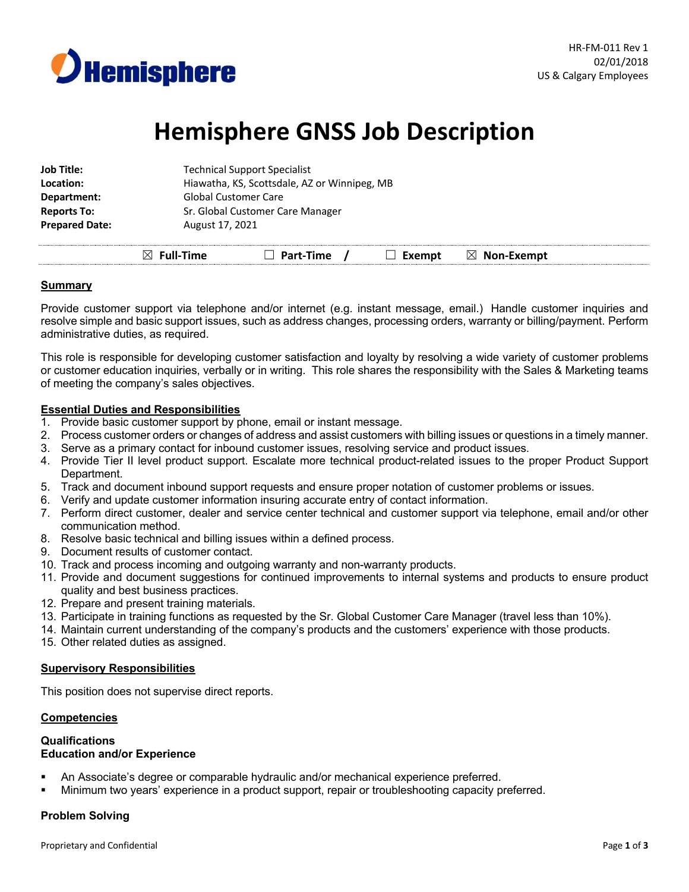HR-FM-011 Rev 1
02/01/2018
US & Calgary Employees

# Hemisphere GNSS Job Description

**Job Title:** Technical Support Specialist
**Location:** Hiawatha, KS, Scottsdale, AZ or Winnipeg, MB
**Department:** Global Customer Care
**Reports To:** Sr. Global Customer Care Manager
**Prepared Date:** August 17, 2021

☒ **Full-Time** ☐ **Part-Time** / ☐ **Exempt** ☒ **Non-Exempt**

## Summary

Provide customer support via telephone and/or internet (e.g. instant message, email.) Handle customer inquiries and resolve simple and basic support issues, such as address changes, processing orders, warranty or billing/payment. Perform administrative duties, as required.

This role is responsible for developing customer satisfaction and loyalty by resolving a wide variety of customer problems or customer education inquiries, verbally or in writing. This role shares the responsibility with the Sales & Marketing teams of meeting the company's sales objectives.

## Essential Duties and Responsibilities

1. Provide basic customer support by phone, email or instant message.
2. Process customer orders or changes of address and assist customers with billing issues or questions in a timely manner.
3. Serve as a primary contact for inbound customer issues, resolving service and product issues.
4. Provide Tier II level product support. Escalate more technical product-related issues to the proper Product Support Department.
5. Track and document inbound support requests and ensure proper notation of customer problems or issues.
6. Verify and update customer information insuring accurate entry of contact information.
7. Perform direct customer, dealer and service center technical and customer support via telephone, email and/or other communication method.
8. Resolve basic technical and billing issues within a defined process.
9. Document results of customer contact.
10. Track and process incoming and outgoing warranty and non-warranty products.
11. Provide and document suggestions for continued improvements to internal systems and products to ensure product quality and best business practices.
12. Prepare and present training materials.
13. Participate in training functions as requested by the Sr. Global Customer Care Manager (travel less than 10%).
14. Maintain current understanding of the company's products and the customers' experience with those products.
15. Other related duties as assigned.

## Supervisory Responsibilities

This position does not supervise direct reports.

## Competencies

### Qualifications
### Education and/or Experience

- An Associate's degree or comparable hydraulic and/or mechanical experience preferred.
- Minimum two years' experience in a product support, repair or troubleshooting capacity preferred.

### Problem Solving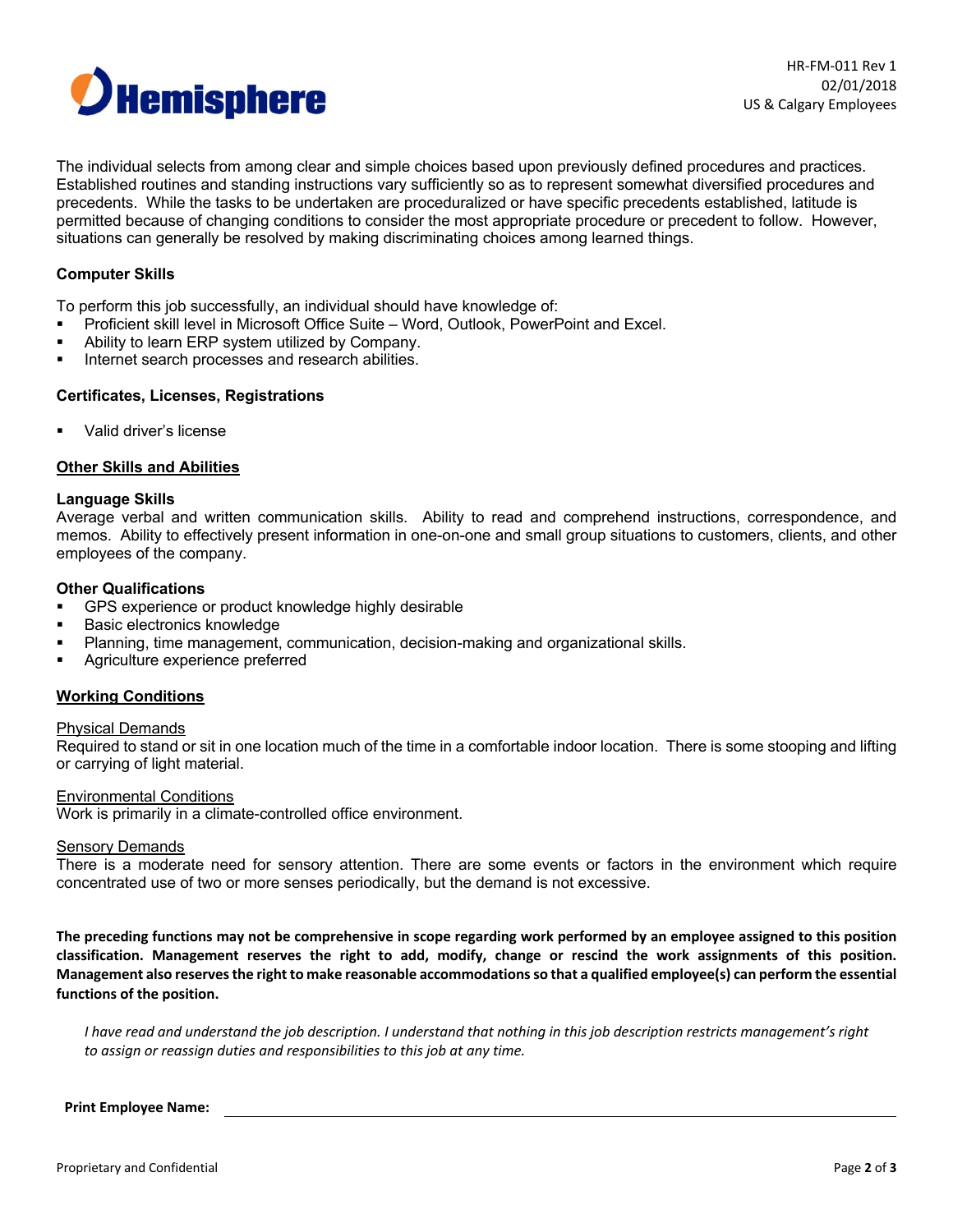The individual selects from among clear and simple choices based upon previously defined procedures and practices. Established routines and standing instructions vary sufficiently so as to represent somewhat diversified procedures and precedents. While the tasks to be undertaken are proceduralized or have specific precedents established, latitude is permitted because of changing conditions to consider the most appropriate procedure or precedent to follow. However, situations can generally be resolved by making discriminating choices among learned things.

**Computer Skills**

To perform this job successfully, an individual should have knowledge of:

- Proficient skill level in Microsoft Office Suite – Word, Outlook, PowerPoint and Excel.
- Ability to learn ERP system utilized by Company.
- Internet search processes and research abilities.

**Certificates, Licenses, Registrations**

- Valid driver's license

## Other Skills and Abilities

**Language Skills**

Average verbal and written communication skills. Ability to read and comprehend instructions, correspondence, and memos. Ability to effectively present information in one-on-one and small group situations to customers, clients, and other employees of the company.

**Other Qualifications**

- GPS experience or product knowledge highly desirable
- Basic electronics knowledge
- Planning, time management, communication, decision-making and organizational skills.
- Agriculture experience preferred

## Working Conditions

Physical Demands

Required to stand or sit in one location much of the time in a comfortable indoor location. There is some stooping and lifting or carrying of light material.

Environmental Conditions

Work is primarily in a climate-controlled office environment.

Sensory Demands

There is a moderate need for sensory attention. There are some events or factors in the environment which require concentrated use of two or more senses periodically, but the demand is not excessive.

**The preceding functions may not be comprehensive in scope regarding work performed by an employee assigned to this position classification. Management reserves the right to add, modify, change or rescind the work assignments of this position. Management also reserves the right to make reasonable accommodations so that a qualified employee(s) can perform the essential functions of the position.**

*I have read and understand the job description. I understand that nothing in this job description restricts management's right to assign or reassign duties and responsibilities to this job at any time.*

**Print Employee Name:** ______________________________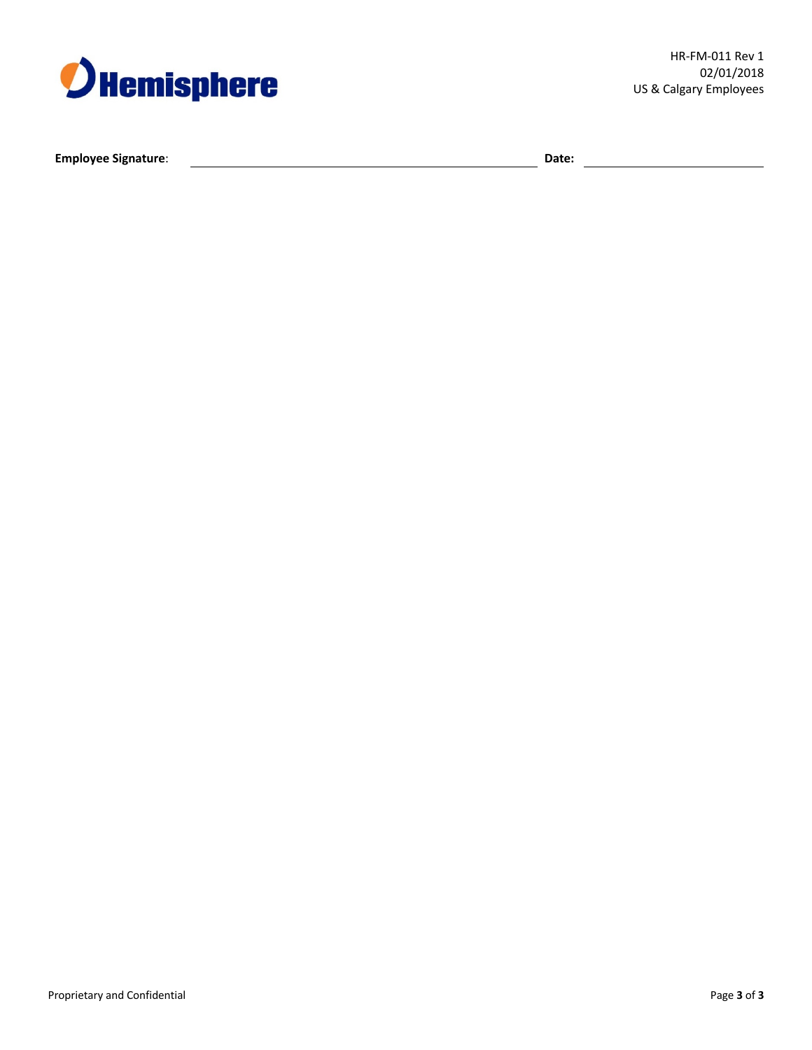**Employee Signature**: ______________________________ **Date:** ____________________